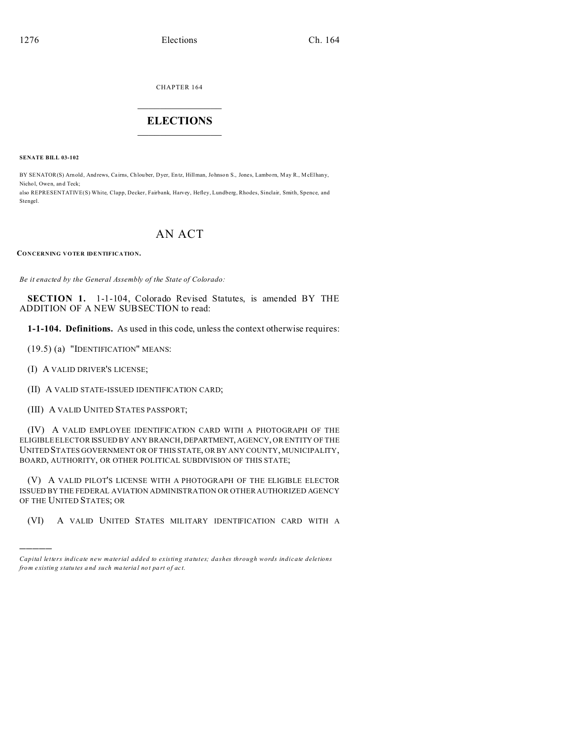CHAPTER 164

# ELECTIONS

**SENATE BILL 03-102**

BY SENATOR(S) Arnold, Andrews, Cairns, Chlouber, Dyer, Entz, Hillman, Johnson S., Jones, Lamborn, May R., McElhany, Nichol, Owen, and Teck;

also REPRESENTATIVE(S) White, Clapp, Decker, Fairbank, Harvey, Hefley, Lundberg, Rhodes, Sinclair, Smith, Spence, and Stengel.

## AN ACT

**CONCERNING VOTER IDENTIFICATION.**

*Be it enacted by the General Assembly of the State of Colorado:*

**SECTION 1.** 1-1-104, Colorado Revised Statutes, is amended BY THE ADDITION OF A NEW SUBSECTION to read:

**1-1-104. Definitions.** As used in this code, unless the context otherwise requires:

(19.5) (a) "IDENTIFICATION" MEANS:

(I) A VALID DRIVER'S LICENSE;

(II) A VALID STATE-ISSUED IDENTIFICATION CARD;

(III) A VALID UNITED STATES PASSPORT;

(IV) A VALID EMPLOYEE IDENTIFICATION CARD WITH A PHOTOGRAPH OF THE ELIGIBLE ELECTOR ISSUED BY ANY BRANCH, DEPARTMENT, AGENCY, OR ENTITY OF THE UNITED STATES GOVERNMENT OR OF THIS STATE, OR BY ANY COUNTY, MUNICIPALITY, BOARD, AUTHORITY, OR OTHER POLITICAL SUBDIVISION OF THIS STATE;

(V) A VALID PILOT'S LICENSE WITH A PHOTOGRAPH OF THE ELIGIBLE ELECTOR ISSUED BY THE FEDERAL AVIATION ADMINISTRATION OR OTHER AUTHORIZED AGENCY OF THE UNITED STATES; OR

(VI) A VALID UNITED STATES MILITARY IDENTIFICATION CARD WITH A

---

*Capital letters indicate new material added to existing statutes; dashes through words indicate deletions from existing statutes and such material not part of act.*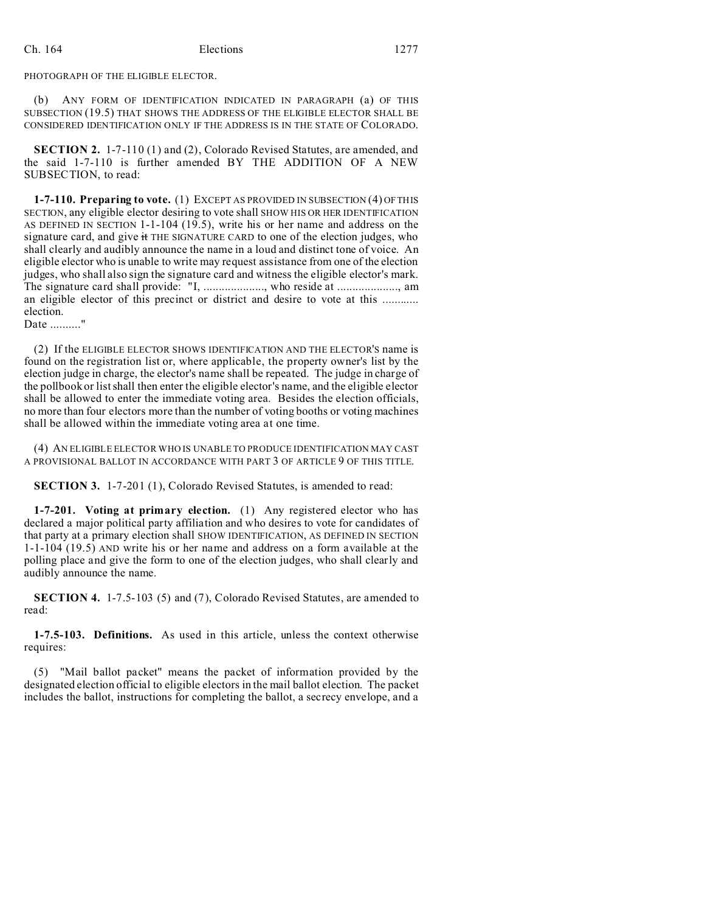PHOTOGRAPH OF THE ELIGIBLE ELECTOR.

(b) ANY FORM OF IDENTIFICATION INDICATED IN PARAGRAPH (a) OF THIS SUBSECTION (19.5) THAT SHOWS THE ADDRESS OF THE ELIGIBLE ELECTOR SHALL BE CONSIDERED IDENTIFICATION ONLY IF THE ADDRESS IS IN THE STATE OF COLORADO.

**SECTION 2.** 1-7-110 (1) and (2), Colorado Revised Statutes, are amended, and the said 1-7-110 is further amended BY THE ADDITION OF A NEW SUBSECTION, to read:

**1-7-110. Preparing to vote.** (1) EXCEPT AS PROVIDED IN SUBSECTION (4) OF THIS SECTION, any eligible elector desiring to vote shall SHOW HIS OR HER IDENTIFICATION AS DEFINED IN SECTION 1-1-104 (19.5), write his or her name and address on the signature card, and give ~~it~~ THE SIGNATURE CARD to one of the election judges, who shall clearly and audibly announce the name in a loud and distinct tone of voice. An eligible elector who is unable to write may request assistance from one of the election judges, who shall also sign the signature card and witness the eligible elector's mark. The signature card shall provide: "I, ...................., who reside at ...................., am an eligible elector of this precinct or district and desire to vote at this ............ election.
Date .........."

(2) If the ELIGIBLE ELECTOR SHOWS IDENTIFICATION AND THE ELECTOR'S name is found on the registration list or, where applicable, the property owner's list by the election judge in charge, the elector's name shall be repeated. The judge in charge of the pollbook or list shall then enter the eligible elector's name, and the eligible elector shall be allowed to enter the immediate voting area. Besides the election officials, no more than four electors more than the number of voting booths or voting machines shall be allowed within the immediate voting area at one time.

(4) AN ELIGIBLE ELECTOR WHO IS UNABLE TO PRODUCE IDENTIFICATION MAY CAST A PROVISIONAL BALLOT IN ACCORDANCE WITH PART 3 OF ARTICLE 9 OF THIS TITLE.

**SECTION 3.** 1-7-201 (1), Colorado Revised Statutes, is amended to read:

**1-7-201. Voting at primary election.** (1) Any registered elector who has declared a major political party affiliation and who desires to vote for candidates of that party at a primary election shall SHOW IDENTIFICATION, AS DEFINED IN SECTION 1-1-104 (19.5) AND write his or her name and address on a form available at the polling place and give the form to one of the election judges, who shall clearly and audibly announce the name.

**SECTION 4.** 1-7.5-103 (5) and (7), Colorado Revised Statutes, are amended to read:

**1-7.5-103. Definitions.** As used in this article, unless the context otherwise requires:

(5) "Mail ballot packet" means the packet of information provided by the designated election official to eligible electors in the mail ballot election. The packet includes the ballot, instructions for completing the ballot, a secrecy envelope, and a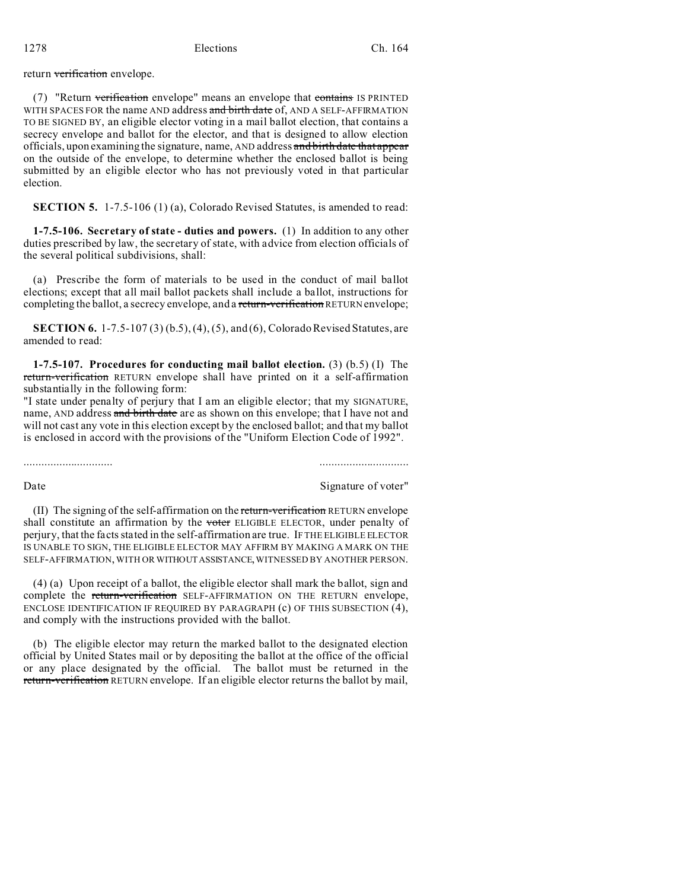return ~~verification~~ envelope.

(7) "Return ~~verification~~ envelope" means an envelope that ~~contains~~ IS PRINTED WITH SPACES FOR the name AND address ~~and birth date~~ of, AND A SELF-AFFIRMATION TO BE SIGNED BY, an eligible elector voting in a mail ballot election, that contains a secrecy envelope and ballot for the elector, and that is designed to allow election officials, upon examining the signature, name, AND address ~~and birth date that appear~~ on the outside of the envelope, to determine whether the enclosed ballot is being submitted by an eligible elector who has not previously voted in that particular election.

**SECTION 5.** 1-7.5-106 (1) (a), Colorado Revised Statutes, is amended to read:

**1-7.5-106. Secretary of state - duties and powers.** (1) In addition to any other duties prescribed by law, the secretary of state, with advice from election officials of the several political subdivisions, shall:

(a) Prescribe the form of materials to be used in the conduct of mail ballot elections; except that all mail ballot packets shall include a ballot, instructions for completing the ballot, a secrecy envelope, and a ~~return-verification~~ RETURN envelope;

**SECTION 6.** 1-7.5-107 (3) (b.5), (4), (5), and (6), Colorado Revised Statutes, are amended to read:

**1-7.5-107. Procedures for conducting mail ballot election.** (3) (b.5) (I) The ~~return-verification~~ RETURN envelope shall have printed on it a self-affirmation substantially in the following form:

"I state under penalty of perjury that I am an eligible elector; that my SIGNATURE, name, AND address ~~and birth date~~ are as shown on this envelope; that I have not and will not cast any vote in this election except by the enclosed ballot; and that my ballot is enclosed in accord with the provisions of the "Uniform Election Code of 1992".

.............................. ..............................

Date Signature of voter"

(II) The signing of the self-affirmation on the ~~return-verification~~ RETURN envelope shall constitute an affirmation by the ~~voter~~ ELIGIBLE ELECTOR, under penalty of perjury, that the facts stated in the self-affirmation are true. IF THE ELIGIBLE ELECTOR IS UNABLE TO SIGN, THE ELIGIBLE ELECTOR MAY AFFIRM BY MAKING A MARK ON THE SELF-AFFIRMATION, WITH OR WITHOUT ASSISTANCE, WITNESSED BY ANOTHER PERSON.

(4) (a) Upon receipt of a ballot, the eligible elector shall mark the ballot, sign and complete the ~~return-verification~~ SELF-AFFIRMATION ON THE RETURN envelope, ENCLOSE IDENTIFICATION IF REQUIRED BY PARAGRAPH (c) OF THIS SUBSECTION (4), and comply with the instructions provided with the ballot.

(b) The eligible elector may return the marked ballot to the designated election official by United States mail or by depositing the ballot at the office of the official or any place designated by the official. The ballot must be returned in the ~~return-verification~~ RETURN envelope. If an eligible elector returns the ballot by mail,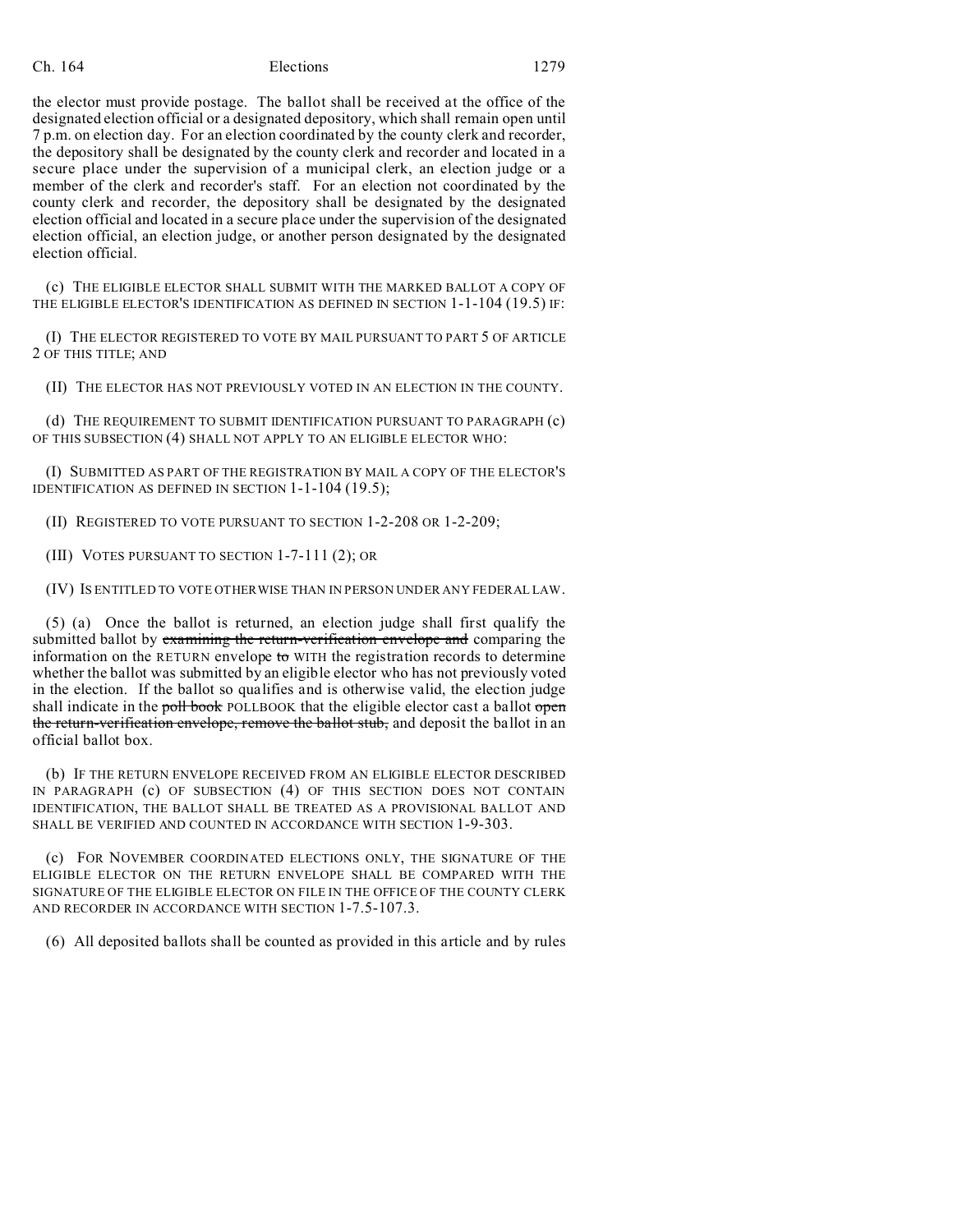the elector must provide postage. The ballot shall be received at the office of the designated election official or a designated depository, which shall remain open until 7 p.m. on election day. For an election coordinated by the county clerk and recorder, the depository shall be designated by the county clerk and recorder and located in a secure place under the supervision of a municipal clerk, an election judge or a member of the clerk and recorder's staff. For an election not coordinated by the county clerk and recorder, the depository shall be designated by the designated election official and located in a secure place under the supervision of the designated election official, an election judge, or another person designated by the designated election official.

(c) THE ELIGIBLE ELECTOR SHALL SUBMIT WITH THE MARKED BALLOT A COPY OF THE ELIGIBLE ELECTOR'S IDENTIFICATION AS DEFINED IN SECTION 1-1-104 (19.5) IF:

(I) THE ELECTOR REGISTERED TO VOTE BY MAIL PURSUANT TO PART 5 OF ARTICLE 2 OF THIS TITLE; AND

(II) THE ELECTOR HAS NOT PREVIOUSLY VOTED IN AN ELECTION IN THE COUNTY.

(d) THE REQUIREMENT TO SUBMIT IDENTIFICATION PURSUANT TO PARAGRAPH (c) OF THIS SUBSECTION (4) SHALL NOT APPLY TO AN ELIGIBLE ELECTOR WHO:

(I) SUBMITTED AS PART OF THE REGISTRATION BY MAIL A COPY OF THE ELECTOR'S IDENTIFICATION AS DEFINED IN SECTION 1-1-104 (19.5);

(II) REGISTERED TO VOTE PURSUANT TO SECTION 1-2-208 OR 1-2-209;

(III) VOTES PURSUANT TO SECTION 1-7-111 (2); OR

(IV) IS ENTITLED TO VOTE OTHERWISE THAN IN PERSON UNDER ANY FEDERAL LAW.

(5) (a) Once the ballot is returned, an election judge shall first qualify the submitted ballot by ~~examining the return-verification envelope and~~ comparing the information on the RETURN envelope ~~to~~ WITH the registration records to determine whether the ballot was submitted by an eligible elector who has not previously voted in the election. If the ballot so qualifies and is otherwise valid, the election judge shall indicate in the ~~poll book~~ POLLBOOK that the eligible elector cast a ballot ~~open the return-verification envelope, remove the ballot stub,~~ and deposit the ballot in an official ballot box.

(b) IF THE RETURN ENVELOPE RECEIVED FROM AN ELIGIBLE ELECTOR DESCRIBED IN PARAGRAPH (c) OF SUBSECTION (4) OF THIS SECTION DOES NOT CONTAIN IDENTIFICATION, THE BALLOT SHALL BE TREATED AS A PROVISIONAL BALLOT AND SHALL BE VERIFIED AND COUNTED IN ACCORDANCE WITH SECTION 1-9-303.

(c) FOR NOVEMBER COORDINATED ELECTIONS ONLY, THE SIGNATURE OF THE ELIGIBLE ELECTOR ON THE RETURN ENVELOPE SHALL BE COMPARED WITH THE SIGNATURE OF THE ELIGIBLE ELECTOR ON FILE IN THE OFFICE OF THE COUNTY CLERK AND RECORDER IN ACCORDANCE WITH SECTION 1-7.5-107.3.

(6) All deposited ballots shall be counted as provided in this article and by rules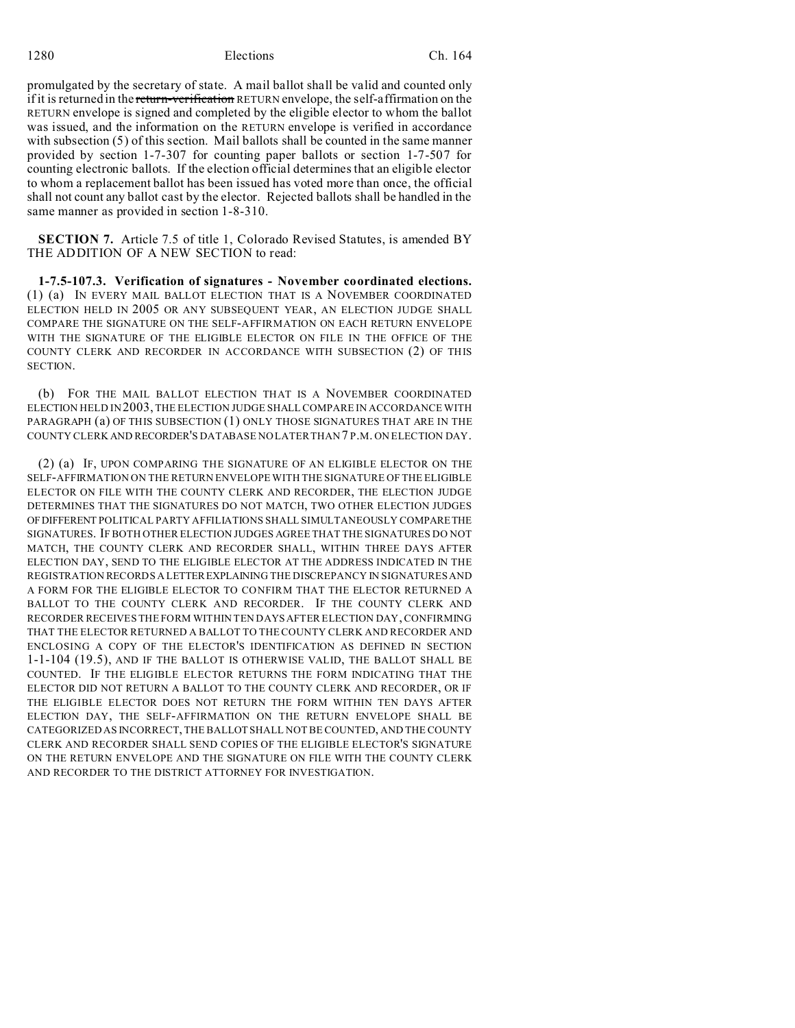promulgated by the secretary of state. A mail ballot shall be valid and counted only if it is returned in the ~~return-verification~~ RETURN envelope, the self-affirmation on the RETURN envelope is signed and completed by the eligible elector to whom the ballot was issued, and the information on the RETURN envelope is verified in accordance with subsection (5) of this section. Mail ballots shall be counted in the same manner provided by section 1-7-307 for counting paper ballots or section 1-7-507 for counting electronic ballots. If the election official determines that an eligible elector to whom a replacement ballot has been issued has voted more than once, the official shall not count any ballot cast by the elector. Rejected ballots shall be handled in the same manner as provided in section 1-8-310.

**SECTION 7.** Article 7.5 of title 1, Colorado Revised Statutes, is amended BY THE ADDITION OF A NEW SECTION to read:

**1-7.5-107.3. Verification of signatures - November coordinated elections.** (1) (a) IN EVERY MAIL BALLOT ELECTION THAT IS A NOVEMBER COORDINATED ELECTION HELD IN 2005 OR ANY SUBSEQUENT YEAR, AN ELECTION JUDGE SHALL COMPARE THE SIGNATURE ON THE SELF-AFFIRMATION ON EACH RETURN ENVELOPE WITH THE SIGNATURE OF THE ELIGIBLE ELECTOR ON FILE IN THE OFFICE OF THE COUNTY CLERK AND RECORDER IN ACCORDANCE WITH SUBSECTION (2) OF THIS SECTION.

(b) FOR THE MAIL BALLOT ELECTION THAT IS A NOVEMBER COORDINATED ELECTION HELD IN 2003, THE ELECTION JUDGE SHALL COMPARE IN ACCORDANCE WITH PARAGRAPH (a) OF THIS SUBSECTION (1) ONLY THOSE SIGNATURES THAT ARE IN THE COUNTY CLERK AND RECORDER'S DATABASE NO LATER THAN 7 P.M. ON ELECTION DAY.

(2) (a) IF, UPON COMPARING THE SIGNATURE OF AN ELIGIBLE ELECTOR ON THE SELF-AFFIRMATION ON THE RETURN ENVELOPE WITH THE SIGNATURE OF THE ELIGIBLE ELECTOR ON FILE WITH THE COUNTY CLERK AND RECORDER, THE ELECTION JUDGE DETERMINES THAT THE SIGNATURES DO NOT MATCH, TWO OTHER ELECTION JUDGES OF DIFFERENT POLITICAL PARTY AFFILIATIONS SHALL SIMULTANEOUSLY COMPARE THE SIGNATURES. IF BOTH OTHER ELECTION JUDGES AGREE THAT THE SIGNATURES DO NOT MATCH, THE COUNTY CLERK AND RECORDER SHALL, WITHIN THREE DAYS AFTER ELECTION DAY, SEND TO THE ELIGIBLE ELECTOR AT THE ADDRESS INDICATED IN THE REGISTRATION RECORDS A LETTER EXPLAINING THE DISCREPANCY IN SIGNATURES AND A FORM FOR THE ELIGIBLE ELECTOR TO CONFIRM THAT THE ELECTOR RETURNED A BALLOT TO THE COUNTY CLERK AND RECORDER. IF THE COUNTY CLERK AND RECORDER RECEIVES THE FORM WITHIN TEN DAYS AFTER ELECTION DAY, CONFIRMING THAT THE ELECTOR RETURNED A BALLOT TO THE COUNTY CLERK AND RECORDER AND ENCLOSING A COPY OF THE ELECTOR'S IDENTIFICATION AS DEFINED IN SECTION 1-1-104 (19.5), AND IF THE BALLOT IS OTHERWISE VALID, THE BALLOT SHALL BE COUNTED. IF THE ELIGIBLE ELECTOR RETURNS THE FORM INDICATING THAT THE ELECTOR DID NOT RETURN A BALLOT TO THE COUNTY CLERK AND RECORDER, OR IF THE ELIGIBLE ELECTOR DOES NOT RETURN THE FORM WITHIN TEN DAYS AFTER ELECTION DAY, THE SELF-AFFIRMATION ON THE RETURN ENVELOPE SHALL BE CATEGORIZED AS INCORRECT, THE BALLOT SHALL NOT BE COUNTED, AND THE COUNTY CLERK AND RECORDER SHALL SEND COPIES OF THE ELIGIBLE ELECTOR'S SIGNATURE ON THE RETURN ENVELOPE AND THE SIGNATURE ON FILE WITH THE COUNTY CLERK AND RECORDER TO THE DISTRICT ATTORNEY FOR INVESTIGATION.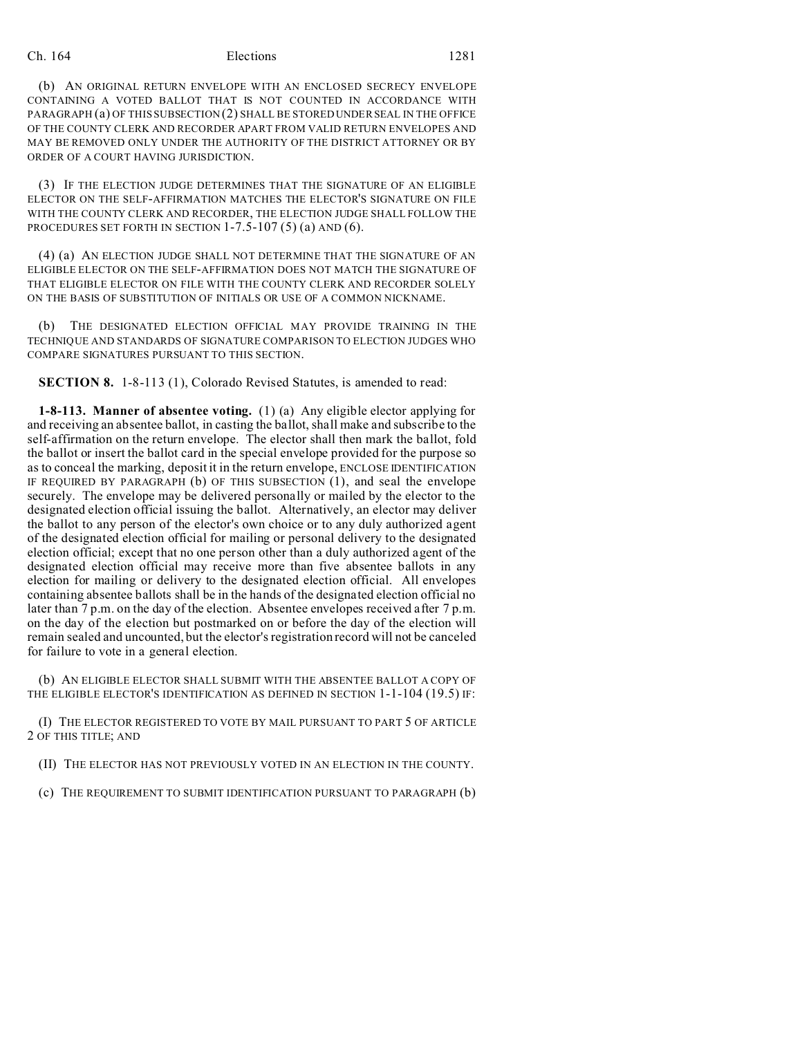(b) AN ORIGINAL RETURN ENVELOPE WITH AN ENCLOSED SECRECY ENVELOPE CONTAINING A VOTED BALLOT THAT IS NOT COUNTED IN ACCORDANCE WITH PARAGRAPH (a) OF THIS SUBSECTION (2) SHALL BE STORED UNDER SEAL IN THE OFFICE OF THE COUNTY CLERK AND RECORDER APART FROM VALID RETURN ENVELOPES AND MAY BE REMOVED ONLY UNDER THE AUTHORITY OF THE DISTRICT ATTORNEY OR BY ORDER OF A COURT HAVING JURISDICTION.

(3) IF THE ELECTION JUDGE DETERMINES THAT THE SIGNATURE OF AN ELIGIBLE ELECTOR ON THE SELF-AFFIRMATION MATCHES THE ELECTOR'S SIGNATURE ON FILE WITH THE COUNTY CLERK AND RECORDER, THE ELECTION JUDGE SHALL FOLLOW THE PROCEDURES SET FORTH IN SECTION 1-7.5-107 (5) (a) AND (6).

(4) (a) AN ELECTION JUDGE SHALL NOT DETERMINE THAT THE SIGNATURE OF AN ELIGIBLE ELECTOR ON THE SELF-AFFIRMATION DOES NOT MATCH THE SIGNATURE OF THAT ELIGIBLE ELECTOR ON FILE WITH THE COUNTY CLERK AND RECORDER SOLELY ON THE BASIS OF SUBSTITUTION OF INITIALS OR USE OF A COMMON NICKNAME.

(b) THE DESIGNATED ELECTION OFFICIAL MAY PROVIDE TRAINING IN THE TECHNIQUE AND STANDARDS OF SIGNATURE COMPARISON TO ELECTION JUDGES WHO COMPARE SIGNATURES PURSUANT TO THIS SECTION.

**SECTION 8.** 1-8-113 (1), Colorado Revised Statutes, is amended to read:

**1-8-113. Manner of absentee voting.** (1) (a) Any eligible elector applying for and receiving an absentee ballot, in casting the ballot, shall make and subscribe to the self-affirmation on the return envelope. The elector shall then mark the ballot, fold the ballot or insert the ballot card in the special envelope provided for the purpose so as to conceal the marking, deposit it in the return envelope, ENCLOSE IDENTIFICATION IF REQUIRED BY PARAGRAPH (b) OF THIS SUBSECTION (1), and seal the envelope securely. The envelope may be delivered personally or mailed by the elector to the designated election official issuing the ballot. Alternatively, an elector may deliver the ballot to any person of the elector's own choice or to any duly authorized agent of the designated election official for mailing or personal delivery to the designated election official; except that no one person other than a duly authorized agent of the designated election official may receive more than five absentee ballots in any election for mailing or delivery to the designated election official. All envelopes containing absentee ballots shall be in the hands of the designated election official no later than 7 p.m. on the day of the election. Absentee envelopes received after 7 p.m. on the day of the election but postmarked on or before the day of the election will remain sealed and uncounted, but the elector's registration record will not be canceled for failure to vote in a general election.

(b) AN ELIGIBLE ELECTOR SHALL SUBMIT WITH THE ABSENTEE BALLOT A COPY OF THE ELIGIBLE ELECTOR'S IDENTIFICATION AS DEFINED IN SECTION 1-1-104 (19.5) IF:

(I) THE ELECTOR REGISTERED TO VOTE BY MAIL PURSUANT TO PART 5 OF ARTICLE 2 OF THIS TITLE; AND

(II) THE ELECTOR HAS NOT PREVIOUSLY VOTED IN AN ELECTION IN THE COUNTY.

(c) THE REQUIREMENT TO SUBMIT IDENTIFICATION PURSUANT TO PARAGRAPH (b)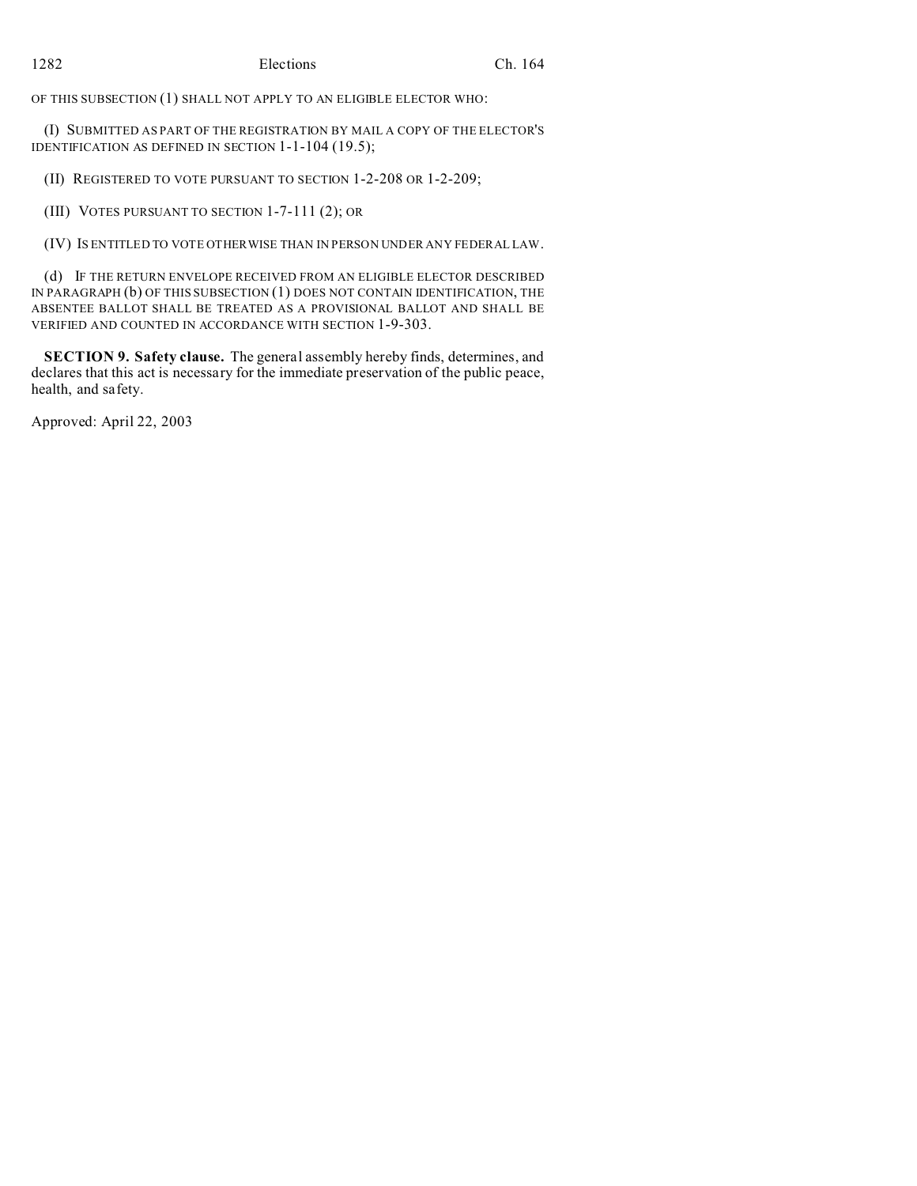OF THIS SUBSECTION (1) SHALL NOT APPLY TO AN ELIGIBLE ELECTOR WHO:

(I) SUBMITTED AS PART OF THE REGISTRATION BY MAIL A COPY OF THE ELECTOR'S IDENTIFICATION AS DEFINED IN SECTION 1-1-104 (19.5);

(II) REGISTERED TO VOTE PURSUANT TO SECTION 1-2-208 OR 1-2-209;

(III) VOTES PURSUANT TO SECTION 1-7-111 (2); OR

(IV) IS ENTITLED TO VOTE OTHERWISE THAN IN PERSON UNDER ANY FEDERAL LAW.

(d) IF THE RETURN ENVELOPE RECEIVED FROM AN ELIGIBLE ELECTOR DESCRIBED IN PARAGRAPH (b) OF THIS SUBSECTION (1) DOES NOT CONTAIN IDENTIFICATION, THE ABSENTEE BALLOT SHALL BE TREATED AS A PROVISIONAL BALLOT AND SHALL BE VERIFIED AND COUNTED IN ACCORDANCE WITH SECTION 1-9-303.

**SECTION 9. Safety clause.** The general assembly hereby finds, determines, and declares that this act is necessary for the immediate preservation of the public peace, health, and safety.

Approved: April 22, 2003